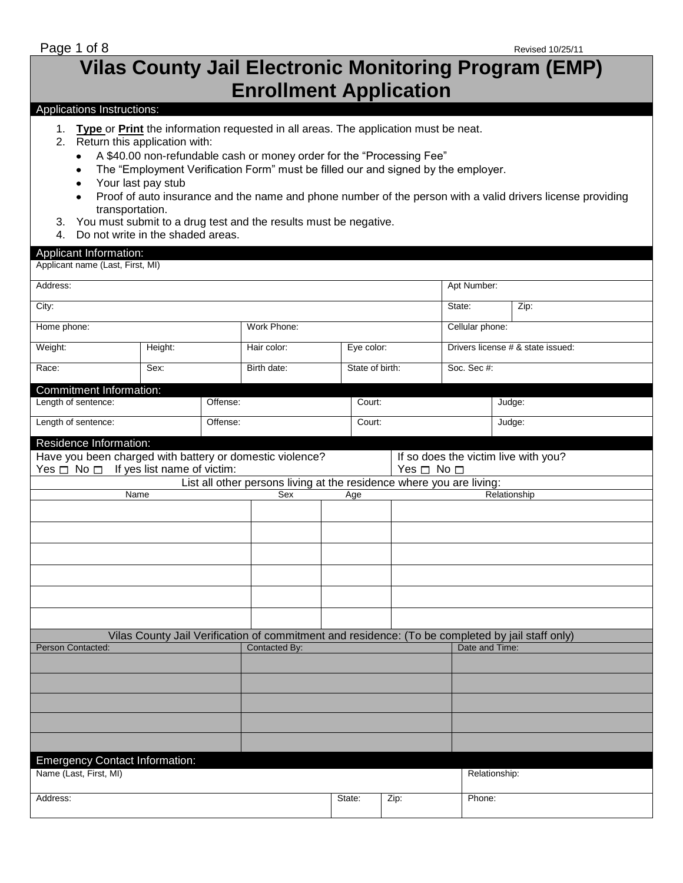# Vilas County Jail Electronic Monitoring Program (EMP) Enrollment Application

Revised 10/25/11

## Applications Instructions:

1. **Type** or **Print** the information requested in all areas. The application must be neat.
2. Return this application with:
   - A $40.00 non-refundable cash or money order for the "Processing Fee"
   - The "Employment Verification Form" must be filled our and signed by the employer.
   - Your last pay stub
   - Proof of auto insurance and the name and phone number of the person with a valid drivers license providing transportation.
3. You must submit to a drug test and the results must be negative.
4. Do not write in the shaded areas.

## Applicant Information:

| Applicant name (Last, First, MI) | | | | |
|---|---|---|---|---|
| Address: | | | | Apt Number: |
| City: | | | | State: / Zip: |
| Home phone: | | Work Phone: | | Cellular phone: |
| Weight: | Height: | Hair color: | Eye color: | Drivers license # & state issued: |
| Race: | Sex: | Birth date: | State of birth: | Soc. Sec #: |

## Commitment Information:

| Length of sentence: | Offense: | Court: | Judge: |
|---|---|---|---|
| Length of sentence: | Offense: | Court: | Judge: |

## Residence Information:

Have you been charged with battery or domestic violence? Yes ☐ No ☐ If yes list name of victim:

If so does the victim live with you? Yes ☐ No ☐

List all other persons living at the residence where you are living:

| Name | Sex | Age | Relationship |
|---|---|---|---|
| | | | |
| | | | |
| | | | |
| | | | |
| | | | |
| | | | |

Vilas County Jail Verification of commitment and residence: (To be completed by jail staff only)

| Person Contacted: | Contacted By: | Date and Time: |
|---|---|---|
| | | |
| | | |
| | | |
| | | |
| | | |

## Emergency Contact Information:

| Name (Last, First, MI) | | | Relationship: |
|---|---|---|---|
| Address: | State: | Zip: | Phone: |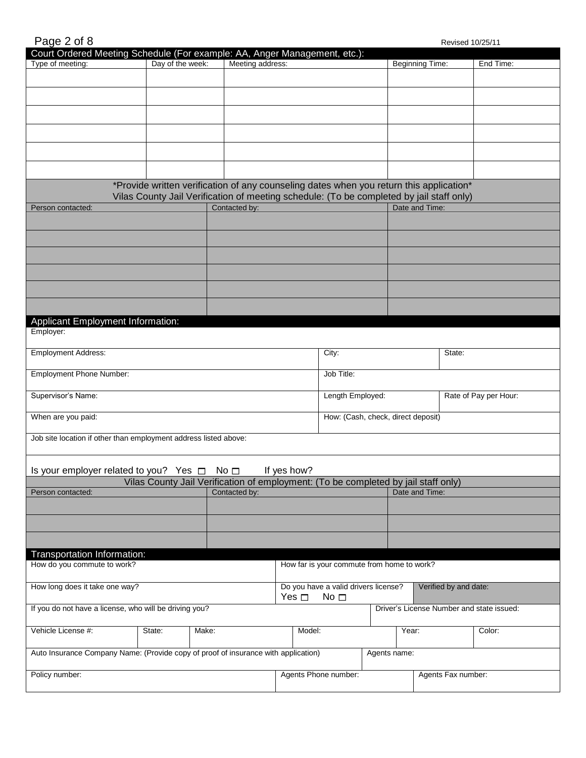## Court Ordered Meeting Schedule (For example: AA, Anger Management, etc.):

| Type of meeting: | Day of the week: | Meeting address: | Beginning Time: | End Time: |
|---|---|---|---|---|
| | | | | |
| | | | | |
| | | | | |
| | | | | |
| | | | | |
| | | | | |

*Provide written verification of any counseling dates when you return this application*

Vilas County Jail Verification of meeting schedule: (To be completed by jail staff only)

| Person contacted: | Contacted by: | Date and Time: |
|---|---|---|
| | | |
| | | |
| | | |
| | | |
| | | |
| | | |

## Applicant Employment Information:

| | | |
|---|---|---|
| Employer: | | |
| Employment Address: | City: | State: |
| Employment Phone Number: | Job Title: | |
| Supervisor's Name: | Length Employed: | Rate of Pay per Hour: |
| When are you paid: | How: (Cash, check, direct deposit) | |
| Job site location if other than employment address listed above: | | |

Is your employer related to you? Yes ☐ No ☐ If yes how?

Vilas County Jail Verification of employment: (To be completed by jail staff only)

| Person contacted: | Contacted by: | Date and Time: |
|---|---|---|
| | | |
| | | |
| | | |

## Transportation Information:

| | | |
|---|---|---|
| How do you commute to work? | How far is your commute from home to work? | |
| How long does it take one way? | Do you have a valid drivers license? Yes ☐ No ☐ | Verified by and date: |
| If you do not have a license, who will be driving you? | Driver's License Number and state issued: | |

| Vehicle License #: | State: | Make: | Model: | Year: | Color: |
|---|---|---|---|---|---|
| | | | | | |

| | |
|---|---|
| Auto Insurance Company Name: (Provide copy of proof of insurance with application) | Agents name: |

| Policy number: | Agents Phone number: | Agents Fax number: |
|---|---|---|
| | | |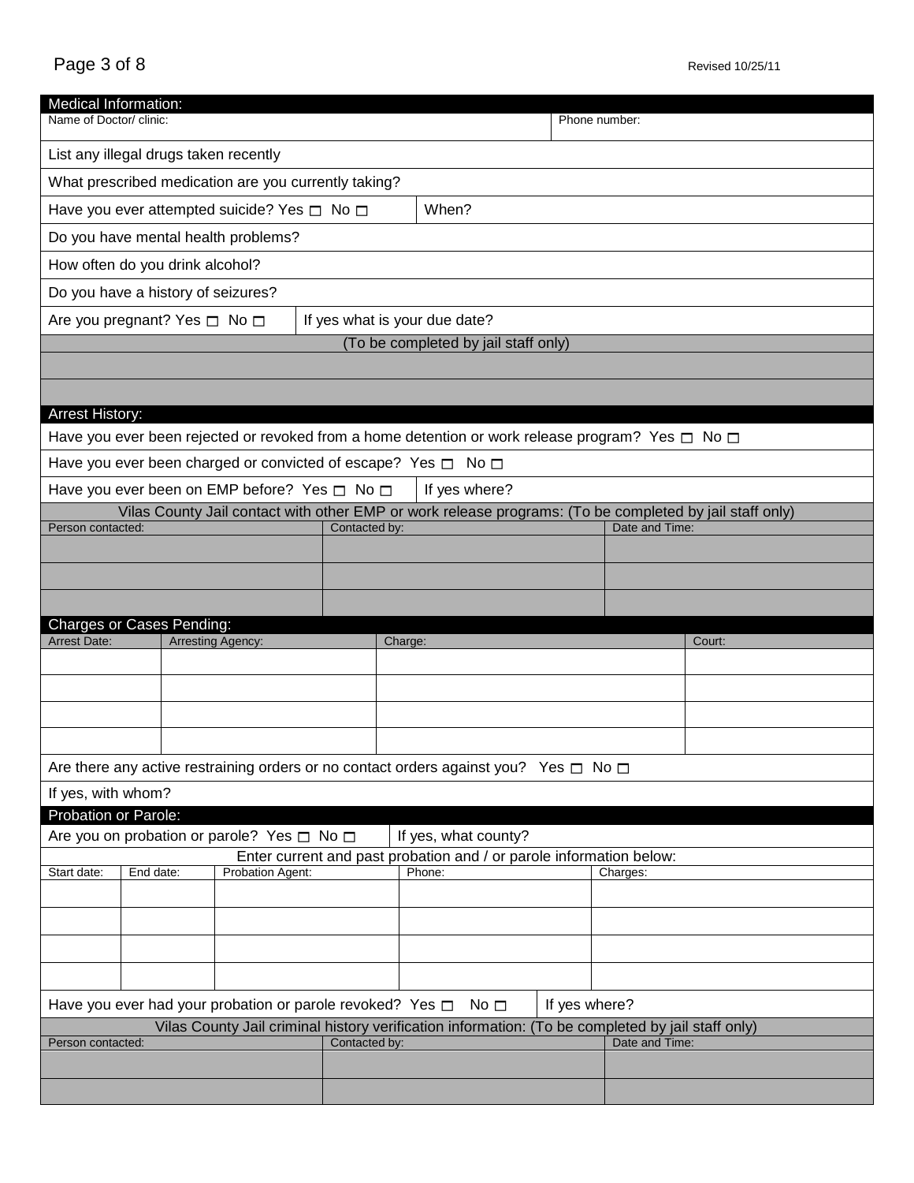## Medical Information:

| Name of Doctor/ clinic: | Phone number: |
|---|---|
| | |

List any illegal drugs taken recently

What prescribed medication are you currently taking?

Have you ever attempted suicide? Yes ☐ No ☐ | When?

Do you have mental health problems?

How often do you drink alcohol?

Do you have a history of seizures?

Are you pregnant? Yes ☐ No ☐ | If yes what is your due date?

(To be completed by jail staff only)

| |
|---|
| |
| |

## Arrest History:

Have you ever been rejected or revoked from a home detention or work release program? Yes ☐ No ☐

Have you ever been charged or convicted of escape? Yes ☐ No ☐

Have you ever been on EMP before? Yes ☐ No ☐ | If yes where?

Vilas County Jail contact with other EMP or work release programs: (To be completed by jail staff only)

| Person contacted: | Contacted by: | Date and Time: |
|---|---|---|
| | | |
| | | |
| | | |

## Charges or Cases Pending:

| Arrest Date: | Arresting Agency: | Charge: | Court: |
|---|---|---|---|
| | | | |
| | | | |
| | | | |
| | | | |

Are there any active restraining orders or no contact orders against you? Yes ☐ No ☐

If yes, with whom?

## Probation or Parole:

Are you on probation or parole? Yes ☐ No ☐ | If yes, what county?

Enter current and past probation and / or parole information below:

| Start date: | End date: | Probation Agent: | Phone: | Charges: |
|---|---|---|---|---|
| | | | | |
| | | | | |
| | | | | |
| | | | | |

Have you ever had your probation or parole revoked? Yes ☐ No ☐ | If yes where?

Vilas County Jail criminal history verification information: (To be completed by jail staff only)

| Person contacted: | Contacted by: | Date and Time: |
|---|---|---|
| | | |
| | | |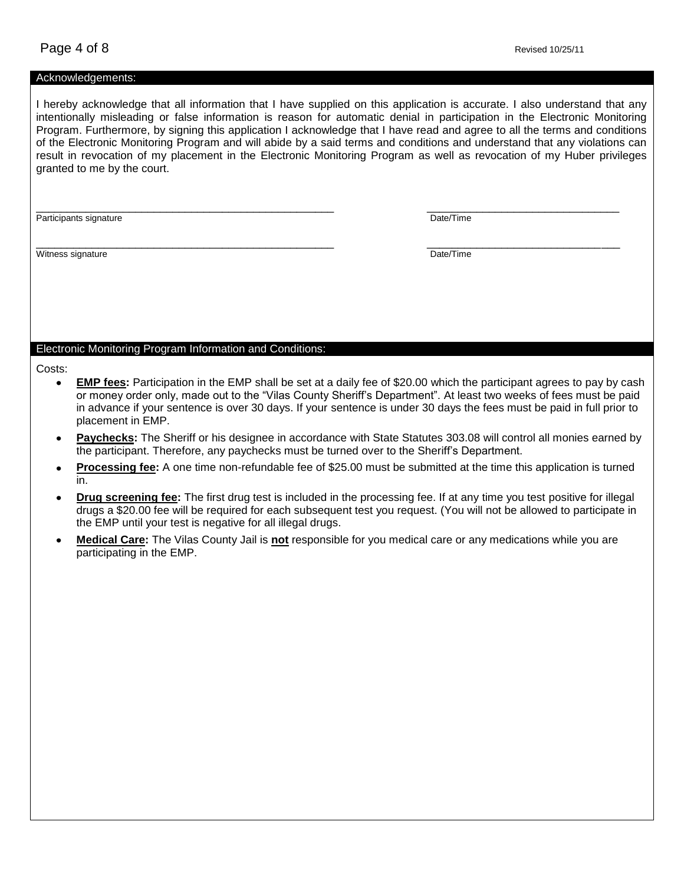## Acknowledgements:

I hereby acknowledge that all information that I have supplied on this application is accurate. I also understand that any intentionally misleading or false information is reason for automatic denial in participation in the Electronic Monitoring Program. Furthermore, by signing this application I acknowledge that I have read and agree to all the terms and conditions of the Electronic Monitoring Program and will abide by a said terms and conditions and understand that any violations can result in revocation of my placement in the Electronic Monitoring Program as well as revocation of my Huber privileges granted to me by the court.

_____________________________________________ &nbsp;&nbsp;&nbsp;&nbsp; ______________________________
Participants signature &nbsp;&nbsp;&nbsp;&nbsp; Date/Time

_____________________________________________ &nbsp;&nbsp;&nbsp;&nbsp; ______________________________
Witness signature &nbsp;&nbsp;&nbsp;&nbsp; Date/Time

## Electronic Monitoring Program Information and Conditions:

Costs:

- **EMP fees:** Participation in the EMP shall be set at a daily fee of $20.00 which the participant agrees to pay by cash or money order only, made out to the "Vilas County Sheriff's Department". At least two weeks of fees must be paid in advance if your sentence is over 30 days. If your sentence is under 30 days the fees must be paid in full prior to placement in EMP.
- **Paychecks:** The Sheriff or his designee in accordance with State Statutes 303.08 will control all monies earned by the participant. Therefore, any paychecks must be turned over to the Sheriff's Department.
- **Processing fee:** A one time non-refundable fee of $25.00 must be submitted at the time this application is turned in.
- **Drug screening fee:** The first drug test is included in the processing fee. If at any time you test positive for illegal drugs a $20.00 fee will be required for each subsequent test you request. (You will not be allowed to participate in the EMP until your test is negative for all illegal drugs.
- **Medical Care:** The Vilas County Jail is **not** responsible for you medical care or any medications while you are participating in the EMP.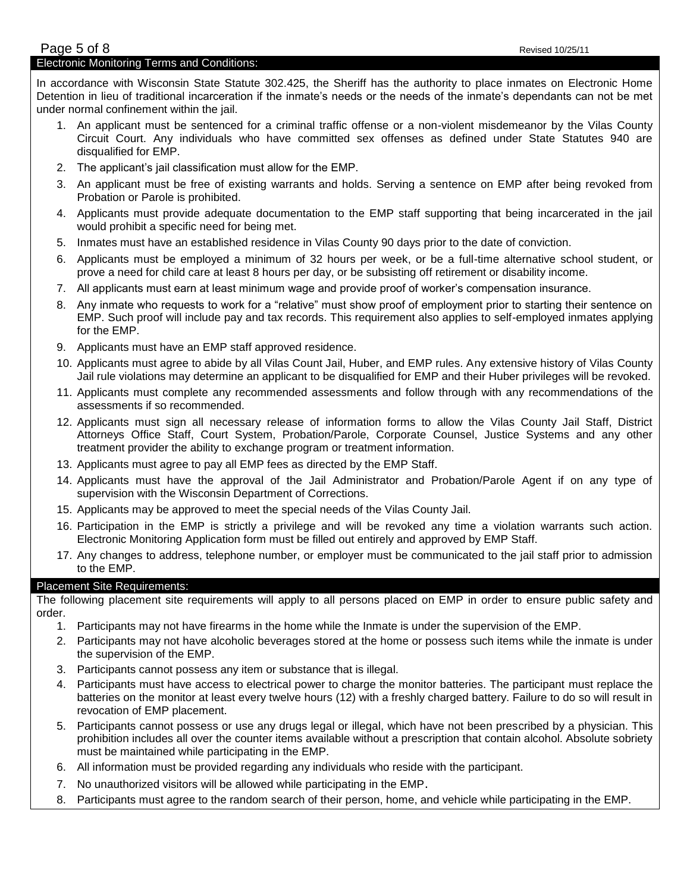## Electronic Monitoring Terms and Conditions:

In accordance with Wisconsin State Statute 302.425, the Sheriff has the authority to place inmates on Electronic Home Detention in lieu of traditional incarceration if the inmate's needs or the needs of the inmate's dependants can not be met under normal confinement within the jail.

1. An applicant must be sentenced for a criminal traffic offense or a non-violent misdemeanor by the Vilas County Circuit Court. Any individuals who have committed sex offenses as defined under State Statutes 940 are disqualified for EMP.
2. The applicant's jail classification must allow for the EMP.
3. An applicant must be free of existing warrants and holds. Serving a sentence on EMP after being revoked from Probation or Parole is prohibited.
4. Applicants must provide adequate documentation to the EMP staff supporting that being incarcerated in the jail would prohibit a specific need for being met.
5. Inmates must have an established residence in Vilas County 90 days prior to the date of conviction.
6. Applicants must be employed a minimum of 32 hours per week, or be a full-time alternative school student, or prove a need for child care at least 8 hours per day, or be subsisting off retirement or disability income.
7. All applicants must earn at least minimum wage and provide proof of worker's compensation insurance.
8. Any inmate who requests to work for a "relative" must show proof of employment prior to starting their sentence on EMP. Such proof will include pay and tax records. This requirement also applies to self-employed inmates applying for the EMP.
9. Applicants must have an EMP staff approved residence.
10. Applicants must agree to abide by all Vilas Count Jail, Huber, and EMP rules. Any extensive history of Vilas County Jail rule violations may determine an applicant to be disqualified for EMP and their Huber privileges will be revoked.
11. Applicants must complete any recommended assessments and follow through with any recommendations of the assessments if so recommended.
12. Applicants must sign all necessary release of information forms to allow the Vilas County Jail Staff, District Attorneys Office Staff, Court System, Probation/Parole, Corporate Counsel, Justice Systems and any other treatment provider the ability to exchange program or treatment information.
13. Applicants must agree to pay all EMP fees as directed by the EMP Staff.
14. Applicants must have the approval of the Jail Administrator and Probation/Parole Agent if on any type of supervision with the Wisconsin Department of Corrections.
15. Applicants may be approved to meet the special needs of the Vilas County Jail.
16. Participation in the EMP is strictly a privilege and will be revoked any time a violation warrants such action. Electronic Monitoring Application form must be filled out entirely and approved by EMP Staff.
17. Any changes to address, telephone number, or employer must be communicated to the jail staff prior to admission to the EMP.

## Placement Site Requirements:

The following placement site requirements will apply to all persons placed on EMP in order to ensure public safety and order.

1. Participants may not have firearms in the home while the Inmate is under the supervision of the EMP.
2. Participants may not have alcoholic beverages stored at the home or possess such items while the inmate is under the supervision of the EMP.
3. Participants cannot possess any item or substance that is illegal.
4. Participants must have access to electrical power to charge the monitor batteries. The participant must replace the batteries on the monitor at least every twelve hours (12) with a freshly charged battery. Failure to do so will result in revocation of EMP placement.
5. Participants cannot possess or use any drugs legal or illegal, which have not been prescribed by a physician. This prohibition includes all over the counter items available without a prescription that contain alcohol. Absolute sobriety must be maintained while participating in the EMP.
6. All information must be provided regarding any individuals who reside with the participant.
7. No unauthorized visitors will be allowed while participating in the EMP.
8. Participants must agree to the random search of their person, home, and vehicle while participating in the EMP.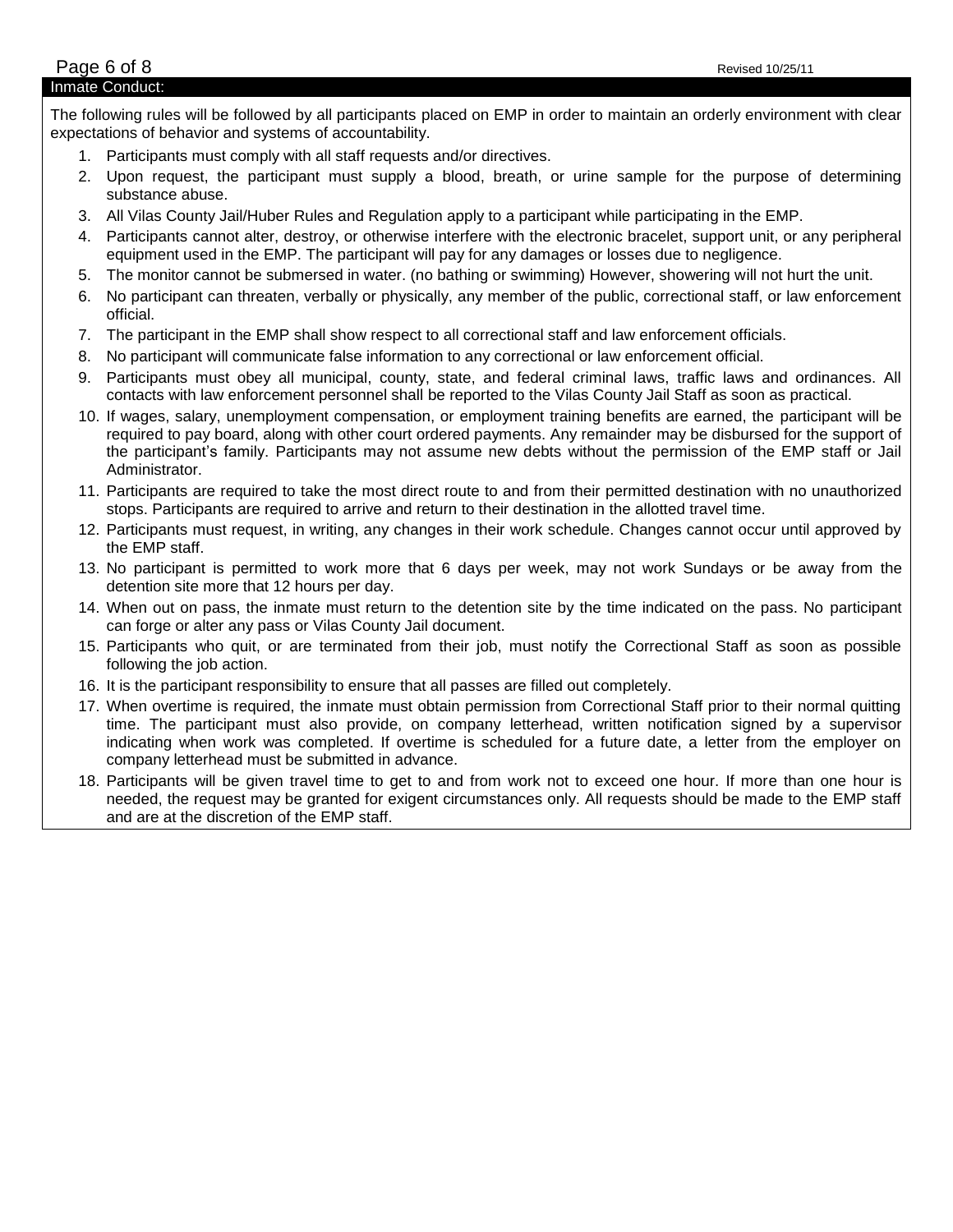## Inmate Conduct:

The following rules will be followed by all participants placed on EMP in order to maintain an orderly environment with clear expectations of behavior and systems of accountability.

1. Participants must comply with all staff requests and/or directives.
2. Upon request, the participant must supply a blood, breath, or urine sample for the purpose of determining substance abuse.
3. All Vilas County Jail/Huber Rules and Regulation apply to a participant while participating in the EMP.
4. Participants cannot alter, destroy, or otherwise interfere with the electronic bracelet, support unit, or any peripheral equipment used in the EMP. The participant will pay for any damages or losses due to negligence.
5. The monitor cannot be submersed in water. (no bathing or swimming) However, showering will not hurt the unit.
6. No participant can threaten, verbally or physically, any member of the public, correctional staff, or law enforcement official.
7. The participant in the EMP shall show respect to all correctional staff and law enforcement officials.
8. No participant will communicate false information to any correctional or law enforcement official.
9. Participants must obey all municipal, county, state, and federal criminal laws, traffic laws and ordinances. All contacts with law enforcement personnel shall be reported to the Vilas County Jail Staff as soon as practical.
10. If wages, salary, unemployment compensation, or employment training benefits are earned, the participant will be required to pay board, along with other court ordered payments. Any remainder may be disbursed for the support of the participant's family. Participants may not assume new debts without the permission of the EMP staff or Jail Administrator.
11. Participants are required to take the most direct route to and from their permitted destination with no unauthorized stops. Participants are required to arrive and return to their destination in the allotted travel time.
12. Participants must request, in writing, any changes in their work schedule. Changes cannot occur until approved by the EMP staff.
13. No participant is permitted to work more that 6 days per week, may not work Sundays or be away from the detention site more that 12 hours per day.
14. When out on pass, the inmate must return to the detention site by the time indicated on the pass. No participant can forge or alter any pass or Vilas County Jail document.
15. Participants who quit, or are terminated from their job, must notify the Correctional Staff as soon as possible following the job action.
16. It is the participant responsibility to ensure that all passes are filled out completely.
17. When overtime is required, the inmate must obtain permission from Correctional Staff prior to their normal quitting time. The participant must also provide, on company letterhead, written notification signed by a supervisor indicating when work was completed. If overtime is scheduled for a future date, a letter from the employer on company letterhead must be submitted in advance.
18. Participants will be given travel time to get to and from work not to exceed one hour. If more than one hour is needed, the request may be granted for exigent circumstances only. All requests should be made to the EMP staff and are at the discretion of the EMP staff.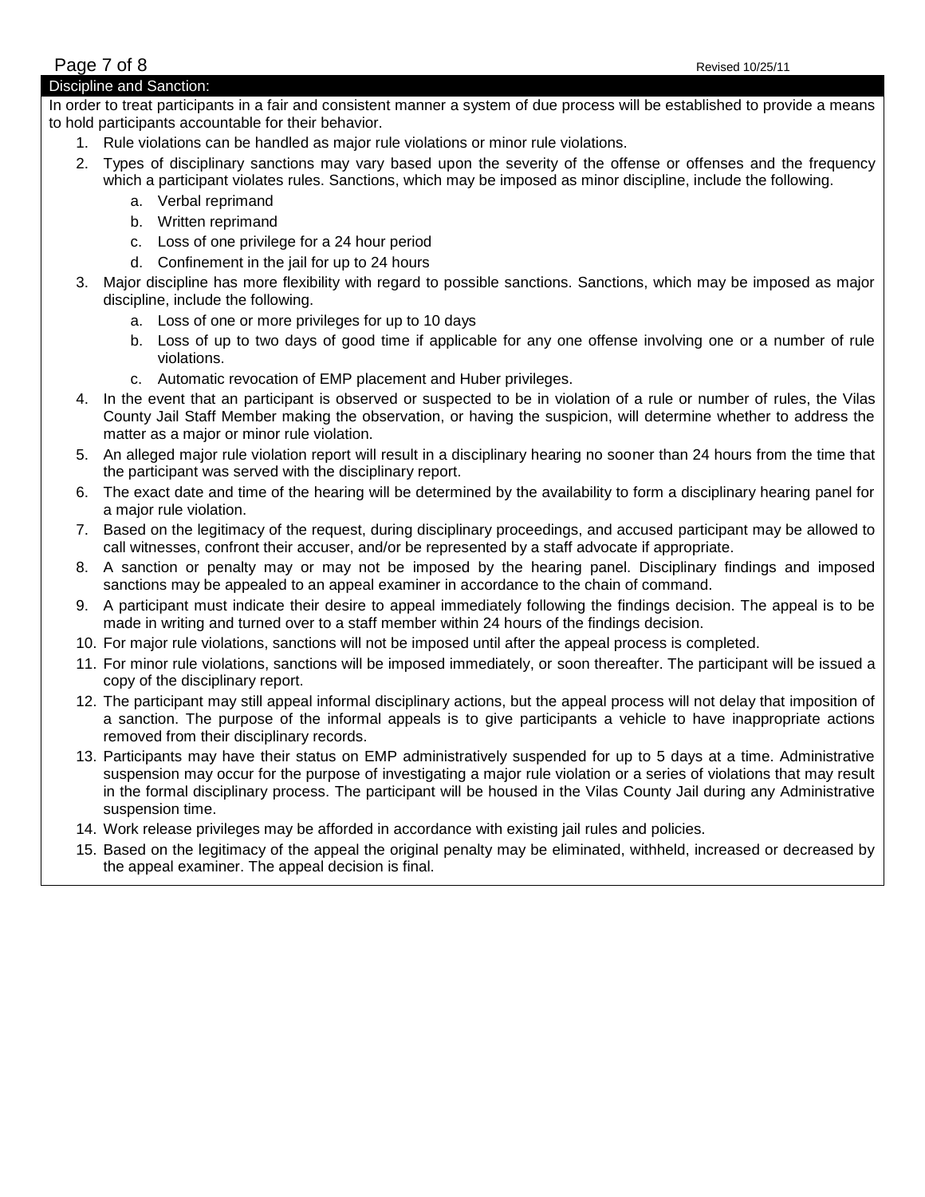## Discipline and Sanction:

In order to treat participants in a fair and consistent manner a system of due process will be established to provide a means to hold participants accountable for their behavior.

1. Rule violations can be handled as major rule violations or minor rule violations.
2. Types of disciplinary sanctions may vary based upon the severity of the offense or offenses and the frequency which a participant violates rules. Sanctions, which may be imposed as minor discipline, include the following.
   a. Verbal reprimand
   b. Written reprimand
   c. Loss of one privilege for a 24 hour period
   d. Confinement in the jail for up to 24 hours
3. Major discipline has more flexibility with regard to possible sanctions. Sanctions, which may be imposed as major discipline, include the following.
   a. Loss of one or more privileges for up to 10 days
   b. Loss of up to two days of good time if applicable for any one offense involving one or a number of rule violations.
   c. Automatic revocation of EMP placement and Huber privileges.
4. In the event that an participant is observed or suspected to be in violation of a rule or number of rules, the Vilas County Jail Staff Member making the observation, or having the suspicion, will determine whether to address the matter as a major or minor rule violation.
5. An alleged major rule violation report will result in a disciplinary hearing no sooner than 24 hours from the time that the participant was served with the disciplinary report.
6. The exact date and time of the hearing will be determined by the availability to form a disciplinary hearing panel for a major rule violation.
7. Based on the legitimacy of the request, during disciplinary proceedings, and accused participant may be allowed to call witnesses, confront their accuser, and/or be represented by a staff advocate if appropriate.
8. A sanction or penalty may or may not be imposed by the hearing panel. Disciplinary findings and imposed sanctions may be appealed to an appeal examiner in accordance to the chain of command.
9. A participant must indicate their desire to appeal immediately following the findings decision. The appeal is to be made in writing and turned over to a staff member within 24 hours of the findings decision.
10. For major rule violations, sanctions will not be imposed until after the appeal process is completed.
11. For minor rule violations, sanctions will be imposed immediately, or soon thereafter. The participant will be issued a copy of the disciplinary report.
12. The participant may still appeal informal disciplinary actions, but the appeal process will not delay that imposition of a sanction. The purpose of the informal appeals is to give participants a vehicle to have inappropriate actions removed from their disciplinary records.
13. Participants may have their status on EMP administratively suspended for up to 5 days at a time. Administrative suspension may occur for the purpose of investigating a major rule violation or a series of violations that may result in the formal disciplinary process. The participant will be housed in the Vilas County Jail during any Administrative suspension time.
14. Work release privileges may be afforded in accordance with existing jail rules and policies.
15. Based on the legitimacy of the appeal the original penalty may be eliminated, withheld, increased or decreased by the appeal examiner. The appeal decision is final.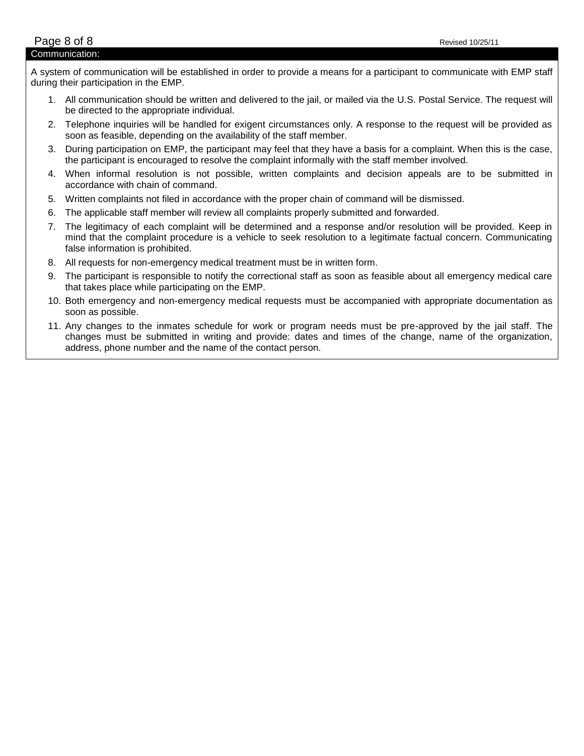## Communication:

A system of communication will be established in order to provide a means for a participant to communicate with EMP staff during their participation in the EMP.

1. All communication should be written and delivered to the jail, or mailed via the U.S. Postal Service. The request will be directed to the appropriate individual.
2. Telephone inquiries will be handled for exigent circumstances only. A response to the request will be provided as soon as feasible, depending on the availability of the staff member.
3. During participation on EMP, the participant may feel that they have a basis for a complaint. When this is the case, the participant is encouraged to resolve the complaint informally with the staff member involved.
4. When informal resolution is not possible, written complaints and decision appeals are to be submitted in accordance with chain of command.
5. Written complaints not filed in accordance with the proper chain of command will be dismissed.
6. The applicable staff member will review all complaints properly submitted and forwarded.
7. The legitimacy of each complaint will be determined and a response and/or resolution will be provided. Keep in mind that the complaint procedure is a vehicle to seek resolution to a legitimate factual concern. Communicating false information is prohibited.
8. All requests for non-emergency medical treatment must be in written form.
9. The participant is responsible to notify the correctional staff as soon as feasible about all emergency medical care that takes place while participating on the EMP.
10. Both emergency and non-emergency medical requests must be accompanied with appropriate documentation as soon as possible.
11. Any changes to the inmates schedule for work or program needs must be pre-approved by the jail staff. The changes must be submitted in writing and provide: dates and times of the change, name of the organization, address, phone number and the name of the contact person.